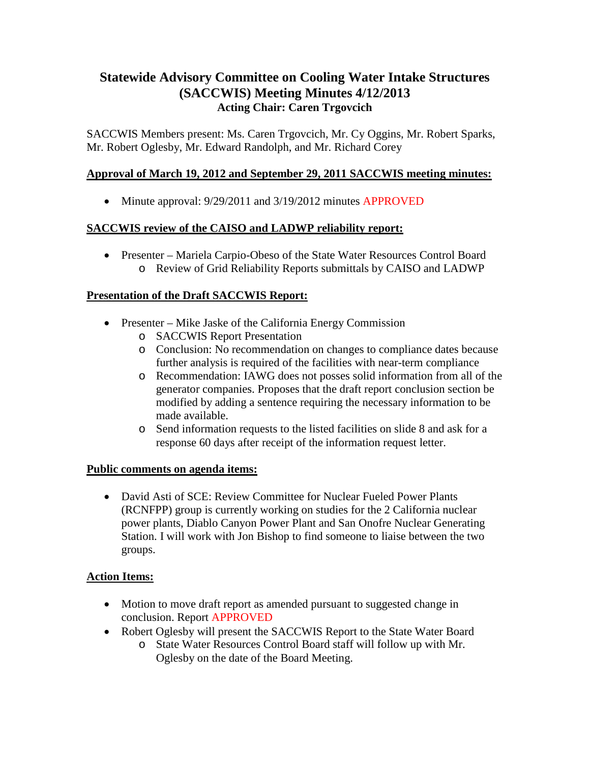# Statewide Advisory Committee on Cooling Water Intake Structures (SACCWIS) Meeting Minutes 4/12/2013

### Acting Chair: Caren Trgovcich

SACCWIS Members present: Ms. Caren Trgovcich, Mr. Cy Oggins, Mr. Robert Sparks, Mr. Robert Oglesby, Mr. Edward Randolph, and Mr. Richard Corey

**Approval of March 19, 2012 and September 29, 2011 SACCWIS meeting minutes:**

- Minute approval: 9/29/2011 and 3/19/2012 minutes APPROVED

**SACCWIS review of the CAISO and LADWP reliability report:**

- Presenter – Mariela Carpio-Obeso of the State Water Resources Control Board
  - Review of Grid Reliability Reports submittals by CAISO and LADWP

**Presentation of the Draft SACCWIS Report:**

- Presenter – Mike Jaske of the California Energy Commission
  - SACCWIS Report Presentation
  - Conclusion: No recommendation on changes to compliance dates because further analysis is required of the facilities with near-term compliance
  - Recommendation: IAWG does not posses solid information from all of the generator companies. Proposes that the draft report conclusion section be modified by adding a sentence requiring the necessary information to be made available.
  - Send information requests to the listed facilities on slide 8 and ask for a response 60 days after receipt of the information request letter.

**Public comments on agenda items:**

- David Asti of SCE: Review Committee for Nuclear Fueled Power Plants (RCNFPP) group is currently working on studies for the 2 California nuclear power plants, Diablo Canyon Power Plant and San Onofre Nuclear Generating Station. I will work with Jon Bishop to find someone to liaise between the two groups.

**Action Items:**

- Motion to move draft report as amended pursuant to suggested change in conclusion. Report APPROVED
- Robert Oglesby will present the SACCWIS Report to the State Water Board
  - State Water Resources Control Board staff will follow up with Mr. Oglesby on the date of the Board Meeting.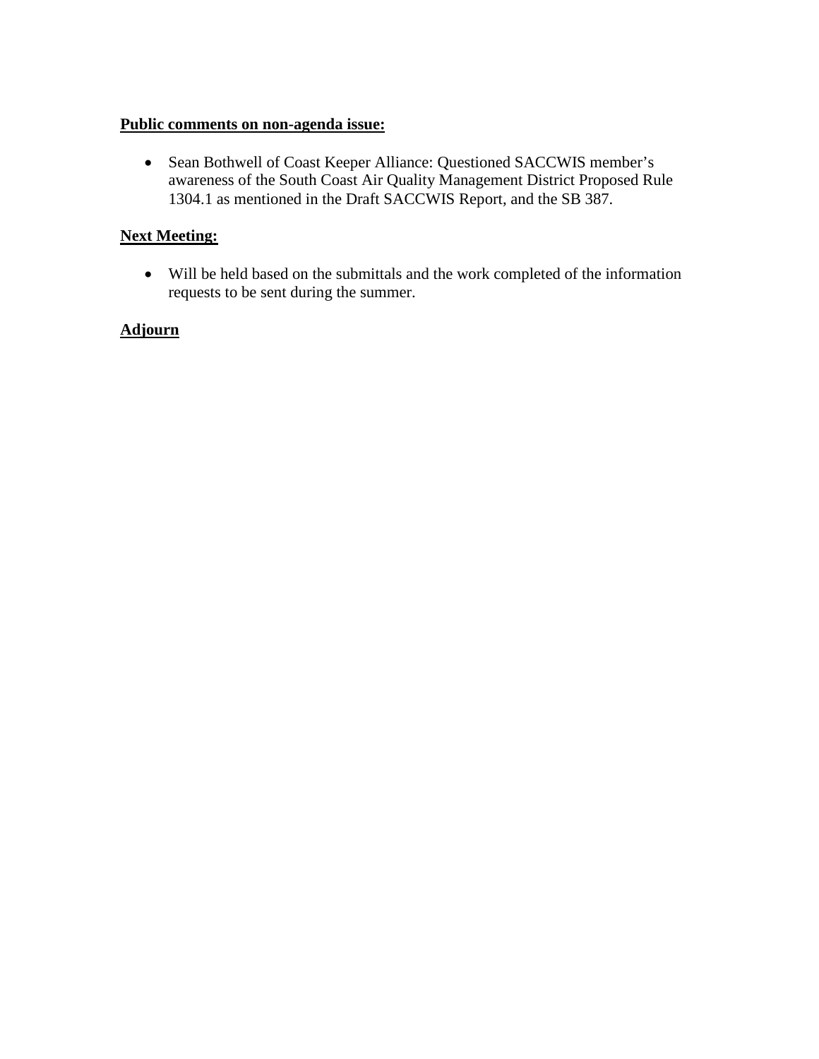**Public comments on non-agenda issue:**

- Sean Bothwell of Coast Keeper Alliance: Questioned SACCWIS member's awareness of the South Coast Air Quality Management District Proposed Rule 1304.1 as mentioned in the Draft SACCWIS Report, and the SB 387.

**Next Meeting:**

- Will be held based on the submittals and the work completed of the information requests to be sent during the summer.

**Adjourn**